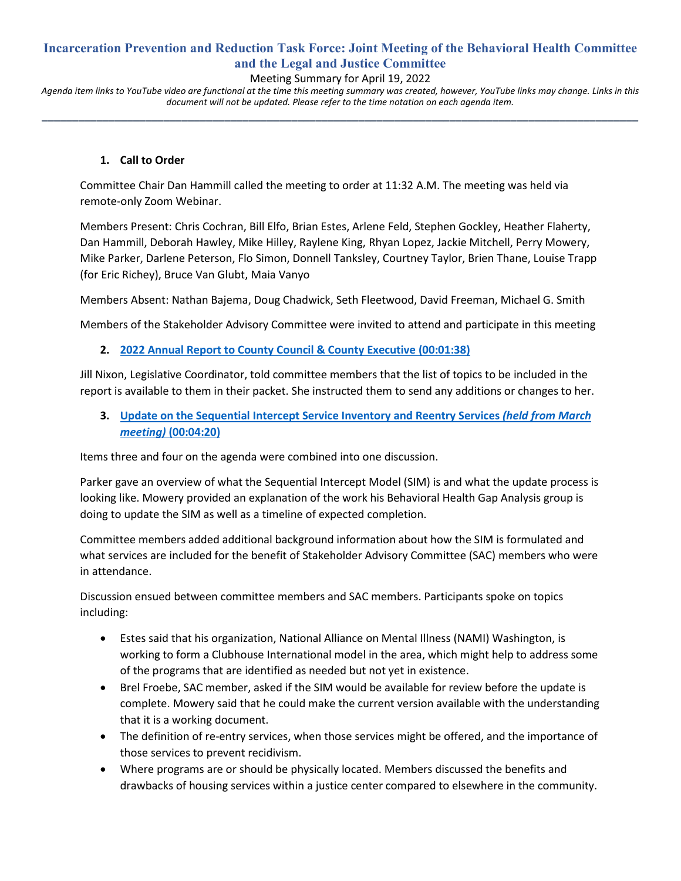# Incarceration Prevention and Reduction Task Force: Joint Meeting of the Behavioral Health Committee and the Legal and Justice Committee

Meeting Summary for April 19, 2022

*Agenda item links to YouTube video are functional at the time this meeting summary was created, however, YouTube links may change. Links in this document will not be updated. Please refer to the time notation on each agenda item.*

---

1. **Call to Order**

Committee Chair Dan Hammill called the meeting to order at 11:32 A.M. The meeting was held via remote-only Zoom Webinar.

Members Present: Chris Cochran, Bill Elfo, Brian Estes, Arlene Feld, Stephen Gockley, Heather Flaherty, Dan Hammill, Deborah Hawley, Mike Hilley, Raylene King, Rhyan Lopez, Jackie Mitchell, Perry Mowery, Mike Parker, Darlene Peterson, Flo Simon, Donnell Tanksley, Courtney Taylor, Brien Thane, Louise Trapp (for Eric Richey), Bruce Van Glubt, Maia Vanyo

Members Absent: Nathan Bajema, Doug Chadwick, Seth Fleetwood, David Freeman, Michael G. Smith

Members of the Stakeholder Advisory Committee were invited to attend and participate in this meeting

2. **2022 Annual Report to County Council & County Executive (00:01:38)**

Jill Nixon, Legislative Coordinator, told committee members that the list of topics to be included in the report is available to them in their packet. She instructed them to send any additions or changes to her.

3. **Update on the Sequential Intercept Service Inventory and Reentry Services *(held from March meeting)* (00:04:20)**

Items three and four on the agenda were combined into one discussion.

Parker gave an overview of what the Sequential Intercept Model (SIM) is and what the update process is looking like. Mowery provided an explanation of the work his Behavioral Health Gap Analysis group is doing to update the SIM as well as a timeline of expected completion.

Committee members added additional background information about how the SIM is formulated and what services are included for the benefit of Stakeholder Advisory Committee (SAC) members who were in attendance.

Discussion ensued between committee members and SAC members. Participants spoke on topics including:

- Estes said that his organization, National Alliance on Mental Illness (NAMI) Washington, is working to form a Clubhouse International model in the area, which might help to address some of the programs that are identified as needed but not yet in existence.
- Brel Froebe, SAC member, asked if the SIM would be available for review before the update is complete. Mowery said that he could make the current version available with the understanding that it is a working document.
- The definition of re-entry services, when those services might be offered, and the importance of those services to prevent recidivism.
- Where programs are or should be physically located. Members discussed the benefits and drawbacks of housing services within a justice center compared to elsewhere in the community.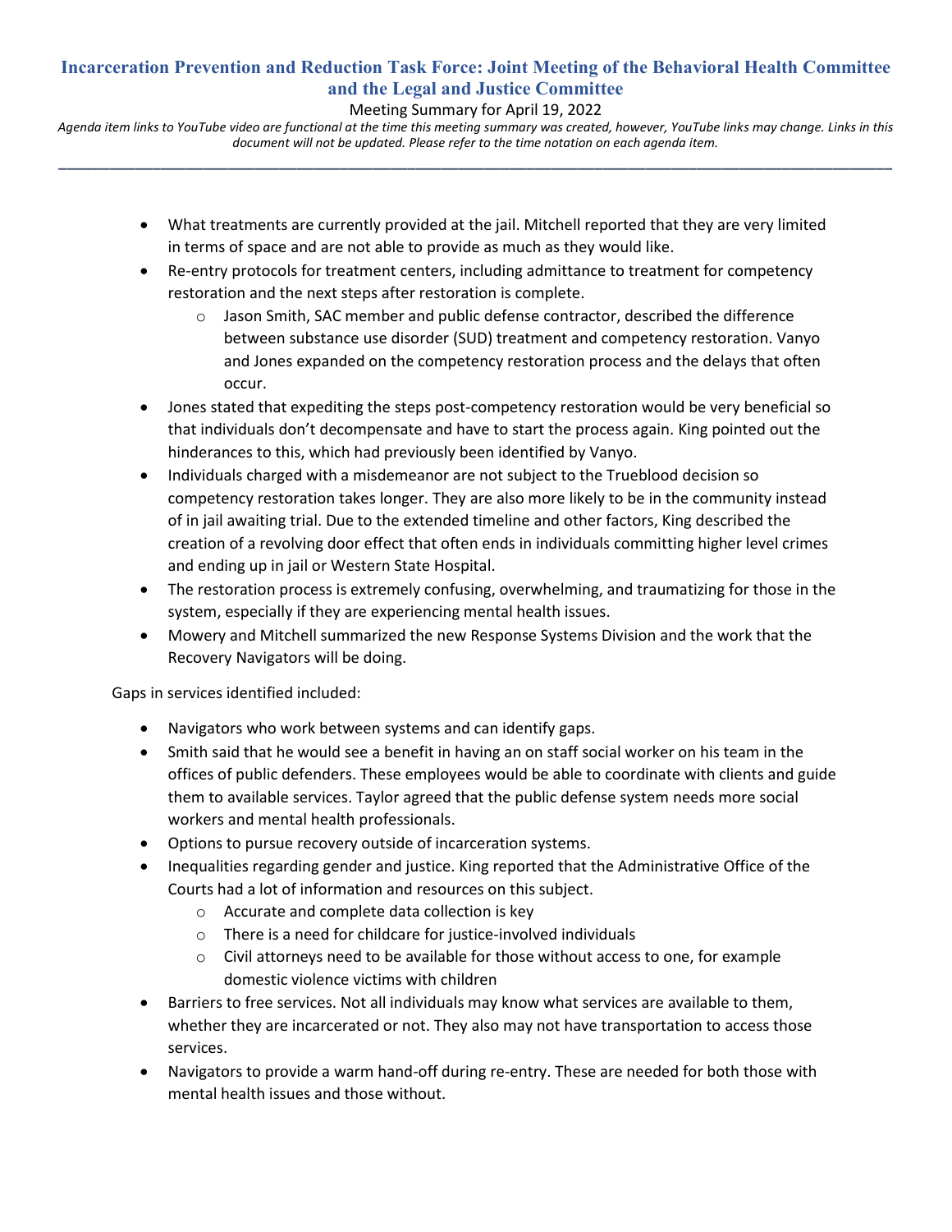- What treatments are currently provided at the jail. Mitchell reported that they are very limited in terms of space and are not able to provide as much as they would like.
- Re-entry protocols for treatment centers, including admittance to treatment for competency restoration and the next steps after restoration is complete.
  - Jason Smith, SAC member and public defense contractor, described the difference between substance use disorder (SUD) treatment and competency restoration. Vanyo and Jones expanded on the competency restoration process and the delays that often occur.
- Jones stated that expediting the steps post-competency restoration would be very beneficial so that individuals don't decompensate and have to start the process again. King pointed out the hinderances to this, which had previously been identified by Vanyo.
- Individuals charged with a misdemeanor are not subject to the Trueblood decision so competency restoration takes longer. They are also more likely to be in the community instead of in jail awaiting trial. Due to the extended timeline and other factors, King described the creation of a revolving door effect that often ends in individuals committing higher level crimes and ending up in jail or Western State Hospital.
- The restoration process is extremely confusing, overwhelming, and traumatizing for those in the system, especially if they are experiencing mental health issues.
- Mowery and Mitchell summarized the new Response Systems Division and the work that the Recovery Navigators will be doing.

Gaps in services identified included:

- Navigators who work between systems and can identify gaps.
- Smith said that he would see a benefit in having an on staff social worker on his team in the offices of public defenders. These employees would be able to coordinate with clients and guide them to available services. Taylor agreed that the public defense system needs more social workers and mental health professionals.
- Options to pursue recovery outside of incarceration systems.
- Inequalities regarding gender and justice. King reported that the Administrative Office of the Courts had a lot of information and resources on this subject.
  - Accurate and complete data collection is key
  - There is a need for childcare for justice-involved individuals
  - Civil attorneys need to be available for those without access to one, for example domestic violence victims with children
- Barriers to free services. Not all individuals may know what services are available to them, whether they are incarcerated or not. They also may not have transportation to access those services.
- Navigators to provide a warm hand-off during re-entry. These are needed for both those with mental health issues and those without.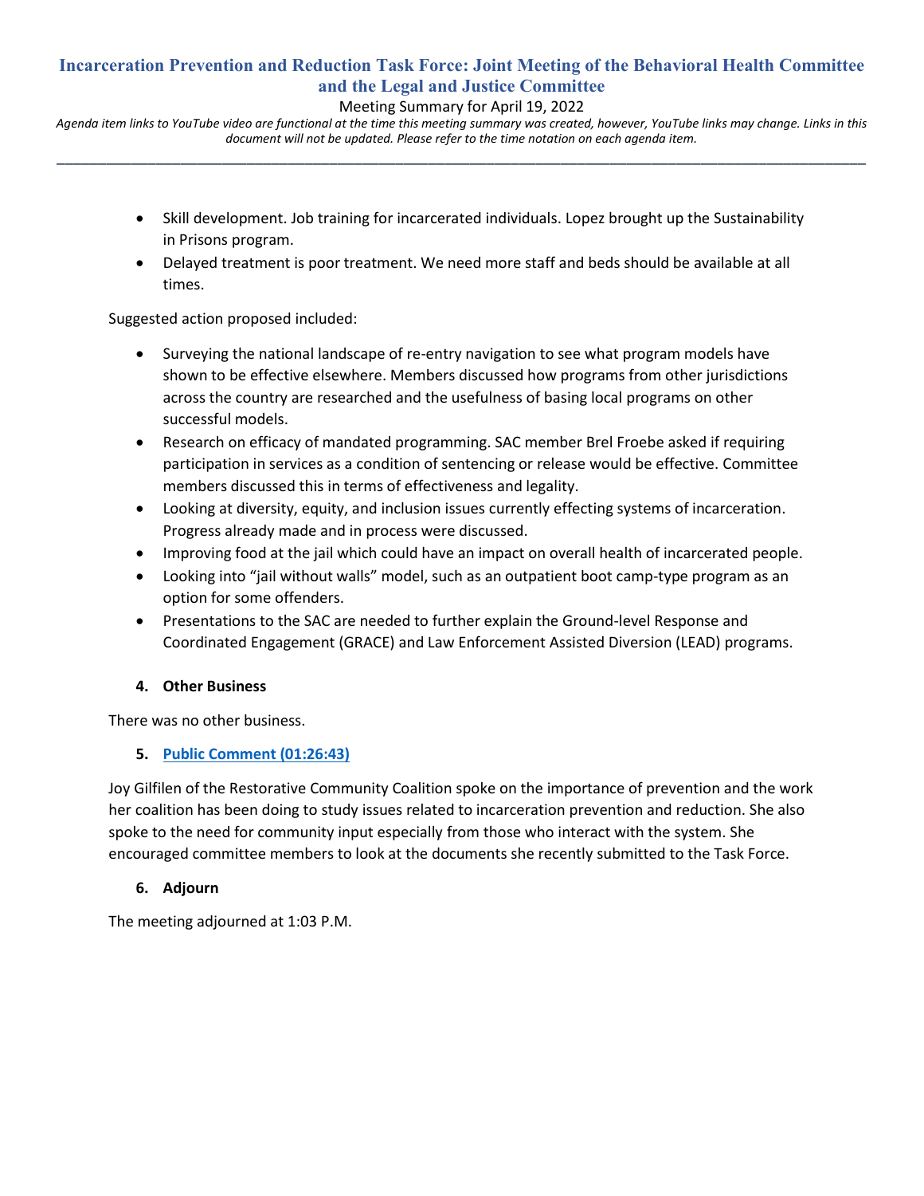- Skill development. Job training for incarcerated individuals. Lopez brought up the Sustainability in Prisons program.
- Delayed treatment is poor treatment. We need more staff and beds should be available at all times.

Suggested action proposed included:

- Surveying the national landscape of re-entry navigation to see what program models have shown to be effective elsewhere. Members discussed how programs from other jurisdictions across the country are researched and the usefulness of basing local programs on other successful models.
- Research on efficacy of mandated programming. SAC member Brel Froebe asked if requiring participation in services as a condition of sentencing or release would be effective. Committee members discussed this in terms of effectiveness and legality.
- Looking at diversity, equity, and inclusion issues currently effecting systems of incarceration. Progress already made and in process were discussed.
- Improving food at the jail which could have an impact on overall health of incarcerated people.
- Looking into "jail without walls" model, such as an outpatient boot camp-type program as an option for some offenders.
- Presentations to the SAC are needed to further explain the Ground-level Response and Coordinated Engagement (GRACE) and Law Enforcement Assisted Diversion (LEAD) programs.

### 4. Other Business

There was no other business.

### 5. Public Comment (01:26:43)

Joy Gilfilen of the Restorative Community Coalition spoke on the importance of prevention and the work her coalition has been doing to study issues related to incarceration prevention and reduction. She also spoke to the need for community input especially from those who interact with the system. She encouraged committee members to look at the documents she recently submitted to the Task Force.

### 6. Adjourn

The meeting adjourned at 1:03 P.M.